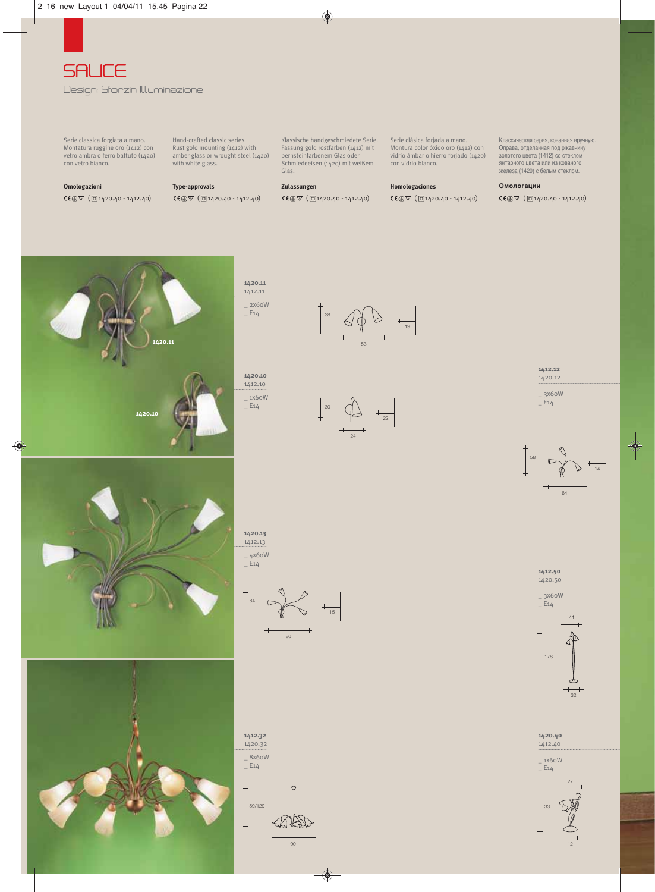# SALICE

Design: Sforzin Illuminazione

Serie classica forgiata a mano. Montatura ruggine oro (1412) con vetro ambra o ferro battuto (1420) con vetro bianco.

**Omologazioni**

CE ▽ (◻ 1420.40 - 1412.40)

Hand-crafted classic series. Rust gold mounting (1412) with amber glass or wrought steel (1420) with white glass.

**Type-approvals**

CE ▽ (◻ 1420.40 - 1412.40)

Klassische handgeschmiedete Serie. Fassung gold rostfarben (1412) mit bernsteinfarbenem Glas oder Schmiedeeisen (1420) mit weißem Glas.

**Zulassungen**

CE ▽ (◻ 1420.40 - 1412.40)

Serie clásica forjada a mano. Montura color óxido oro (1412) con vidrio ámbar o hierro forjado (1420) con vidrio blanco.

**Homologaciones**

CE ▽ (◻ 1420.40 - 1412.40)

Классическая серия, кованная вручную. Оправа, отделанная под ржавчину золотого цвета (1412) со стеклом янтарного цвета или из кованого железа (1420) с белым стеклом.

**Омологации**

CE ▽ (◻ 1420.40 - 1412.40)

1420.11

1420.10

**1420.11**
1412.11
_ 2x60W
_ E14

38 / 53 / 19

**1420.10**
1412.10
_ 1x60W
_ E14

30 / 24 / 22

**1412.12**
1420.12
_ 3x60W
_ E14

58 / 64 / 14

**1420.13**
1412.13
_ 4x60W
_ E14

84 / 86 / 15

**1412.50**
1420.50
_ 3x60W
_ E14

41 / 178 / 32

**1412.32**
1420.32
_ 8x60W
_ E14

59/129 / 90

**1420.40**
1412.40
_ 1x60W
_ E14

27 / 33 / 12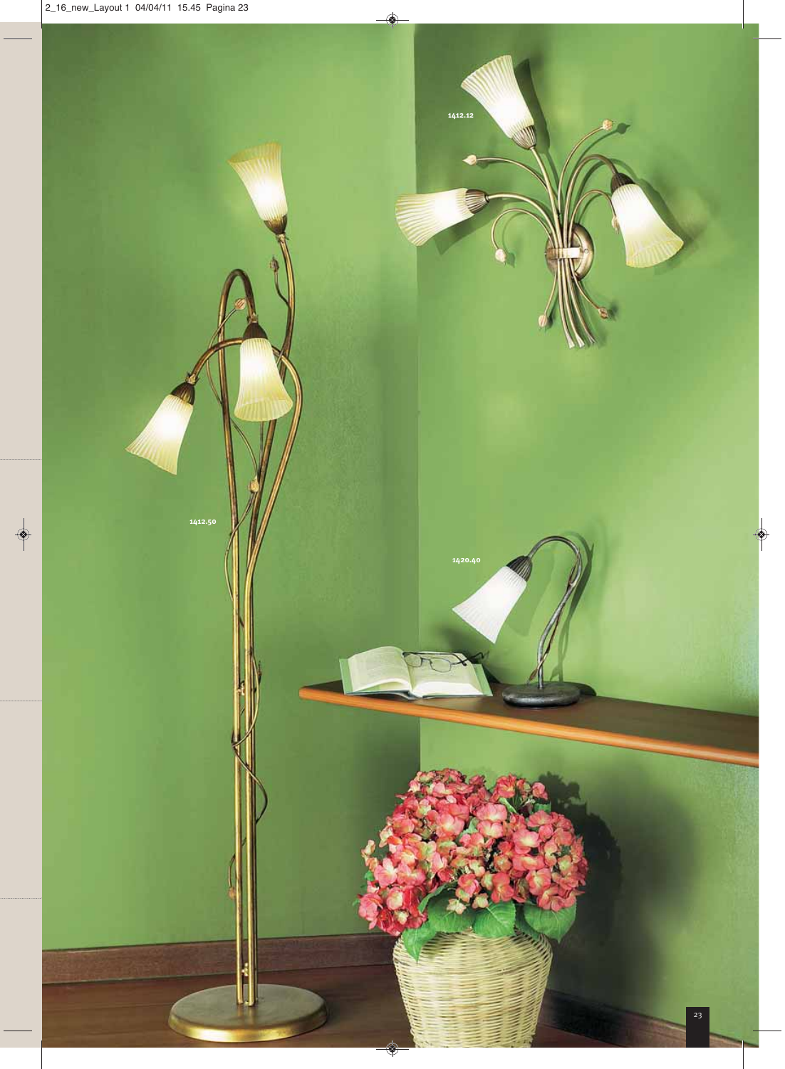1412.12

1412.50

1420.40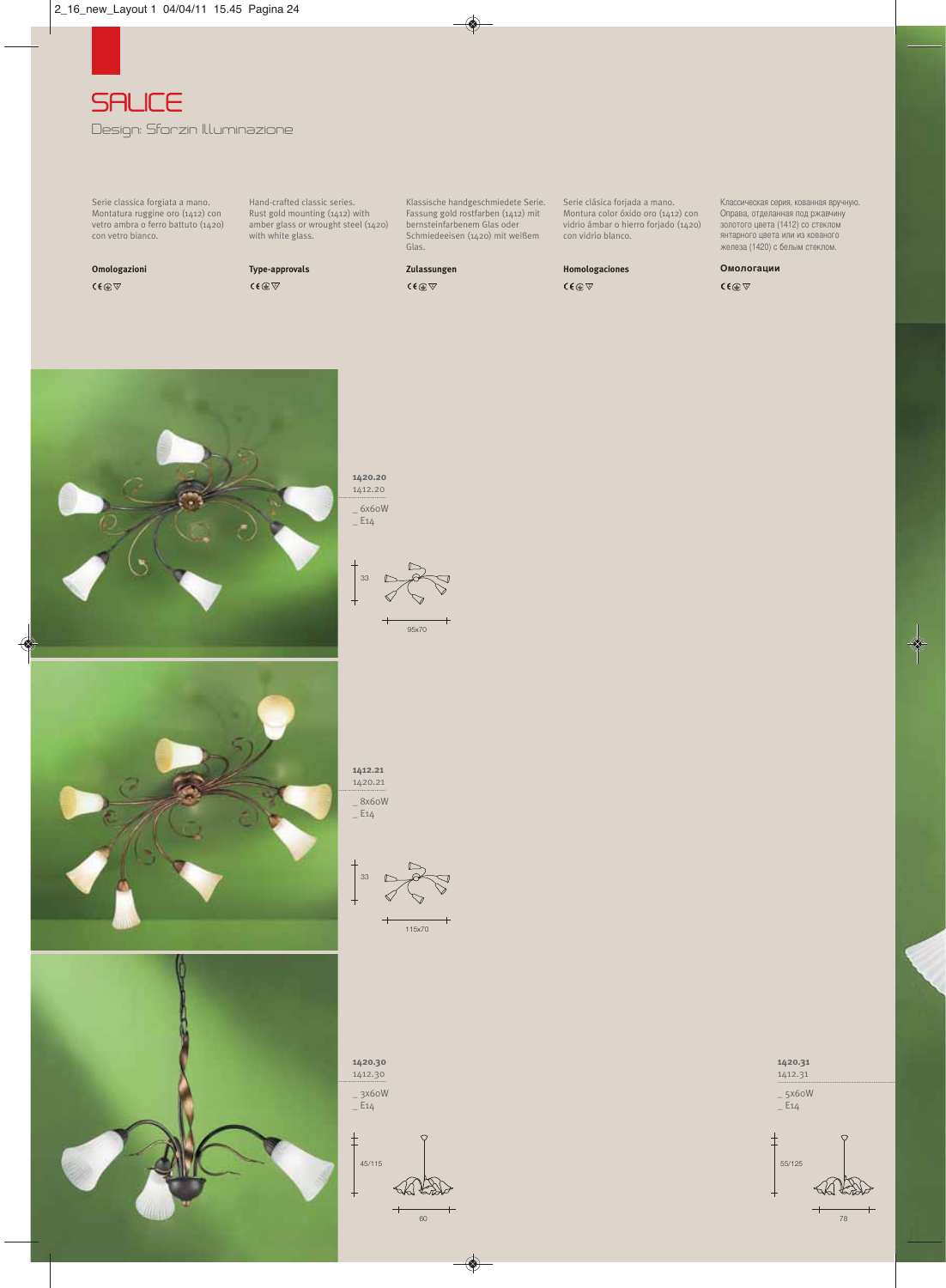# SALICE

Design: Sforzin Illuminazione

Serie classica forgiata a mano. Montatura ruggine oro (1412) con vetro ambra o ferro battuto (1420) con vetro bianco.

**Omologazioni**

CE ⊛ ▽

Hand-crafted classic series. Rust gold mounting (1412) with amber glass or wrought steel (1420) with white glass.

**Type-approvals**

CE ⊛ ▽

Klassische handgeschmiedete Serie. Fassung gold rostfarben (1412) mit bernsteinfarbenem Glas oder Schmiedeeisen (1420) mit weißem Glas.

**Zulassungen**

CE ⊛ ▽

Serie clásica forjada a mano. Montura color óxido oro (1412) con vidrio ámbar o hierro forjado (1420) con vidrio blanco.

**Homologaciones**

CE ⊛ ▽

Классическая серия, кованная вручную. Оправа, отделанная под ржавчину золотого цвета (1412) со стеклом янтарного цвета или из кованого железа (1420) с белым стеклом.

**Омологации**

CE ⊛ ▽

**1420.20**
1412.20

_ 6x60W
_ E14

33

95x70

**1412.21**
1420.21

_ 8x60W
_ E14

33

115x70

**1420.30**
1412.30

_ 3x60W
_ E14

45/115

60

**1420.31**
1412.31

_ 5x60W
_ E14

55/125

78